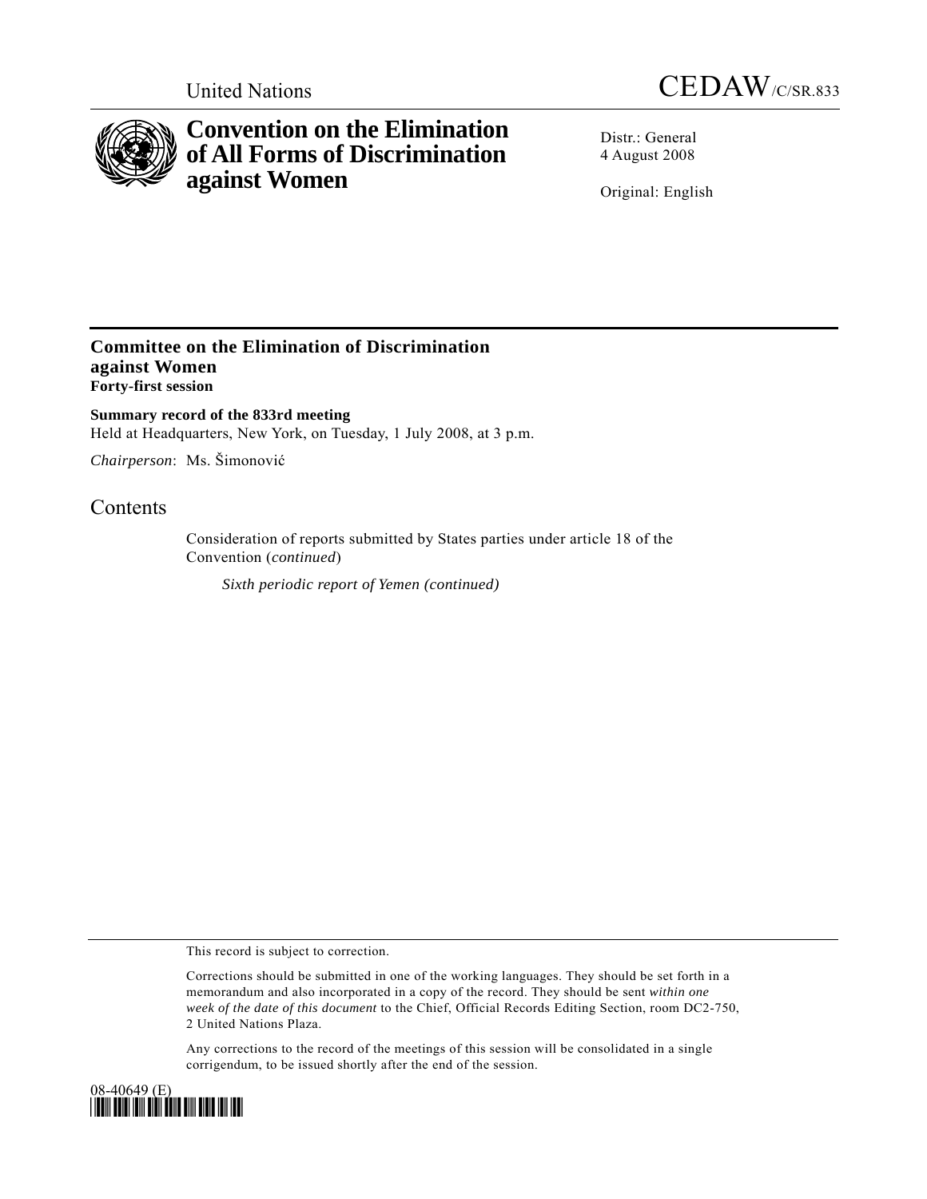United Nations CEDAW/C/SR.833

# Convention on the Elimination of All Forms of Discrimination against Women

Distr.: General
4 August 2008

Original: English

## Committee on the Elimination of Discrimination against Women
**Forty-first session**

**Summary record of the 833rd meeting**
Held at Headquarters, New York, on Tuesday, 1 July 2008, at 3 p.m.

*Chairperson*: Ms. Šimonović

## Contents

Consideration of reports submitted by States parties under article 18 of the Convention (*continued*)

*Sixth periodic report of Yemen (continued)*

This record is subject to correction.

Corrections should be submitted in one of the working languages. They should be set forth in a memorandum and also incorporated in a copy of the record. They should be sent *within one week of the date of this document* to the Chief, Official Records Editing Section, room DC2-750, 2 United Nations Plaza.

Any corrections to the record of the meetings of this session will be consolidated in a single corrigendum, to be issued shortly after the end of the session.

08-40649 (E)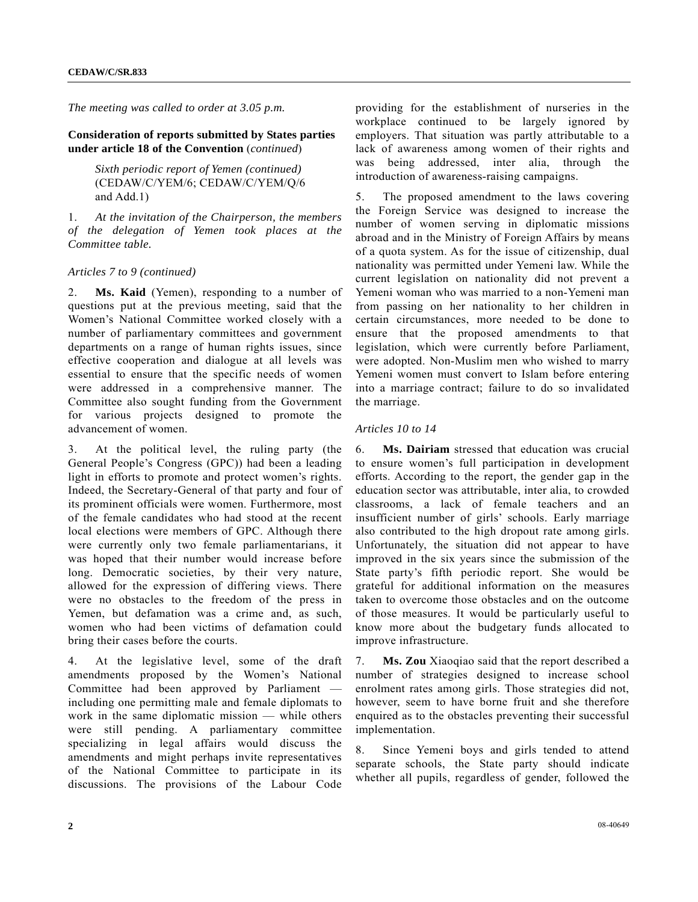*The meeting was called to order at 3.05 p.m.*

**Consideration of reports submitted by States parties under article 18 of the Convention** (*continued*)

*Sixth periodic report of Yemen (continued)* (CEDAW/C/YEM/6; CEDAW/C/YEM/Q/6 and Add.1)

1. *At the invitation of the Chairperson, the members of the delegation of Yemen took places at the Committee table.*

*Articles 7 to 9 (continued)*

2. **Ms. Kaid** (Yemen), responding to a number of questions put at the previous meeting, said that the Women's National Committee worked closely with a number of parliamentary committees and government departments on a range of human rights issues, since effective cooperation and dialogue at all levels was essential to ensure that the specific needs of women were addressed in a comprehensive manner. The Committee also sought funding from the Government for various projects designed to promote the advancement of women.

3. At the political level, the ruling party (the General People's Congress (GPC)) had been a leading light in efforts to promote and protect women's rights. Indeed, the Secretary-General of that party and four of its prominent officials were women. Furthermore, most of the female candidates who had stood at the recent local elections were members of GPC. Although there were currently only two female parliamentarians, it was hoped that their number would increase before long. Democratic societies, by their very nature, allowed for the expression of differing views. There were no obstacles to the freedom of the press in Yemen, but defamation was a crime and, as such, women who had been victims of defamation could bring their cases before the courts.

4. At the legislative level, some of the draft amendments proposed by the Women's National Committee had been approved by Parliament — including one permitting male and female diplomats to work in the same diplomatic mission — while others were still pending. A parliamentary committee specializing in legal affairs would discuss the amendments and might perhaps invite representatives of the National Committee to participate in its discussions. The provisions of the Labour Code providing for the establishment of nurseries in the workplace continued to be largely ignored by employers. That situation was partly attributable to a lack of awareness among women of their rights and was being addressed, inter alia, through the introduction of awareness-raising campaigns.

5. The proposed amendment to the laws covering the Foreign Service was designed to increase the number of women serving in diplomatic missions abroad and in the Ministry of Foreign Affairs by means of a quota system. As for the issue of citizenship, dual nationality was permitted under Yemeni law. While the current legislation on nationality did not prevent a Yemeni woman who was married to a non-Yemeni man from passing on her nationality to her children in certain circumstances, more needed to be done to ensure that the proposed amendments to that legislation, which were currently before Parliament, were adopted. Non-Muslim men who wished to marry Yemeni women must convert to Islam before entering into a marriage contract; failure to do so invalidated the marriage.

*Articles 10 to 14*

6. **Ms. Dairiam** stressed that education was crucial to ensure women's full participation in development efforts. According to the report, the gender gap in the education sector was attributable, inter alia, to crowded classrooms, a lack of female teachers and an insufficient number of girls' schools. Early marriage also contributed to the high dropout rate among girls. Unfortunately, the situation did not appear to have improved in the six years since the submission of the State party's fifth periodic report. She would be grateful for additional information on the measures taken to overcome those obstacles and on the outcome of those measures. It would be particularly useful to know more about the budgetary funds allocated to improve infrastructure.

7. **Ms. Zou** Xiaoqiao said that the report described a number of strategies designed to increase school enrolment rates among girls. Those strategies did not, however, seem to have borne fruit and she therefore enquired as to the obstacles preventing their successful implementation.

8. Since Yemeni boys and girls tended to attend separate schools, the State party should indicate whether all pupils, regardless of gender, followed the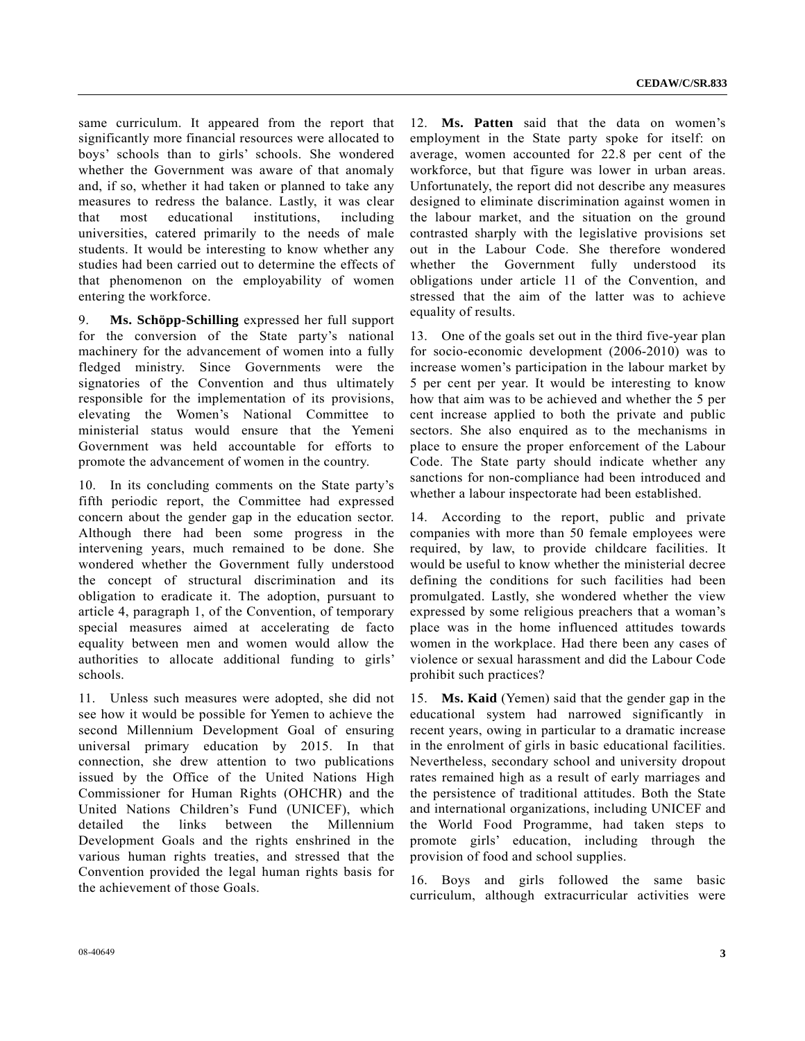same curriculum. It appeared from the report that significantly more financial resources were allocated to boys' schools than to girls' schools. She wondered whether the Government was aware of that anomaly and, if so, whether it had taken or planned to take any measures to redress the balance. Lastly, it was clear that most educational institutions, including universities, catered primarily to the needs of male students. It would be interesting to know whether any studies had been carried out to determine the effects of that phenomenon on the employability of women entering the workforce.

9. **Ms. Schöpp-Schilling** expressed her full support for the conversion of the State party's national machinery for the advancement of women into a fully fledged ministry. Since Governments were the signatories of the Convention and thus ultimately responsible for the implementation of its provisions, elevating the Women's National Committee to ministerial status would ensure that the Yemeni Government was held accountable for efforts to promote the advancement of women in the country.

10. In its concluding comments on the State party's fifth periodic report, the Committee had expressed concern about the gender gap in the education sector. Although there had been some progress in the intervening years, much remained to be done. She wondered whether the Government fully understood the concept of structural discrimination and its obligation to eradicate it. The adoption, pursuant to article 4, paragraph 1, of the Convention, of temporary special measures aimed at accelerating de facto equality between men and women would allow the authorities to allocate additional funding to girls' schools.

11. Unless such measures were adopted, she did not see how it would be possible for Yemen to achieve the second Millennium Development Goal of ensuring universal primary education by 2015. In that connection, she drew attention to two publications issued by the Office of the United Nations High Commissioner for Human Rights (OHCHR) and the United Nations Children's Fund (UNICEF), which detailed the links between the Millennium Development Goals and the rights enshrined in the various human rights treaties, and stressed that the Convention provided the legal human rights basis for the achievement of those Goals.

12. **Ms. Patten** said that the data on women's employment in the State party spoke for itself: on average, women accounted for 22.8 per cent of the workforce, but that figure was lower in urban areas. Unfortunately, the report did not describe any measures designed to eliminate discrimination against women in the labour market, and the situation on the ground contrasted sharply with the legislative provisions set out in the Labour Code. She therefore wondered whether the Government fully understood its obligations under article 11 of the Convention, and stressed that the aim of the latter was to achieve equality of results.

13. One of the goals set out in the third five-year plan for socio-economic development (2006-2010) was to increase women's participation in the labour market by 5 per cent per year. It would be interesting to know how that aim was to be achieved and whether the 5 per cent increase applied to both the private and public sectors. She also enquired as to the mechanisms in place to ensure the proper enforcement of the Labour Code. The State party should indicate whether any sanctions for non-compliance had been introduced and whether a labour inspectorate had been established.

14. According to the report, public and private companies with more than 50 female employees were required, by law, to provide childcare facilities. It would be useful to know whether the ministerial decree defining the conditions for such facilities had been promulgated. Lastly, she wondered whether the view expressed by some religious preachers that a woman's place was in the home influenced attitudes towards women in the workplace. Had there been any cases of violence or sexual harassment and did the Labour Code prohibit such practices?

15. **Ms. Kaid** (Yemen) said that the gender gap in the educational system had narrowed significantly in recent years, owing in particular to a dramatic increase in the enrolment of girls in basic educational facilities. Nevertheless, secondary school and university dropout rates remained high as a result of early marriages and the persistence of traditional attitudes. Both the State and international organizations, including UNICEF and the World Food Programme, had taken steps to promote girls' education, including through the provision of food and school supplies.

16. Boys and girls followed the same basic curriculum, although extracurricular activities were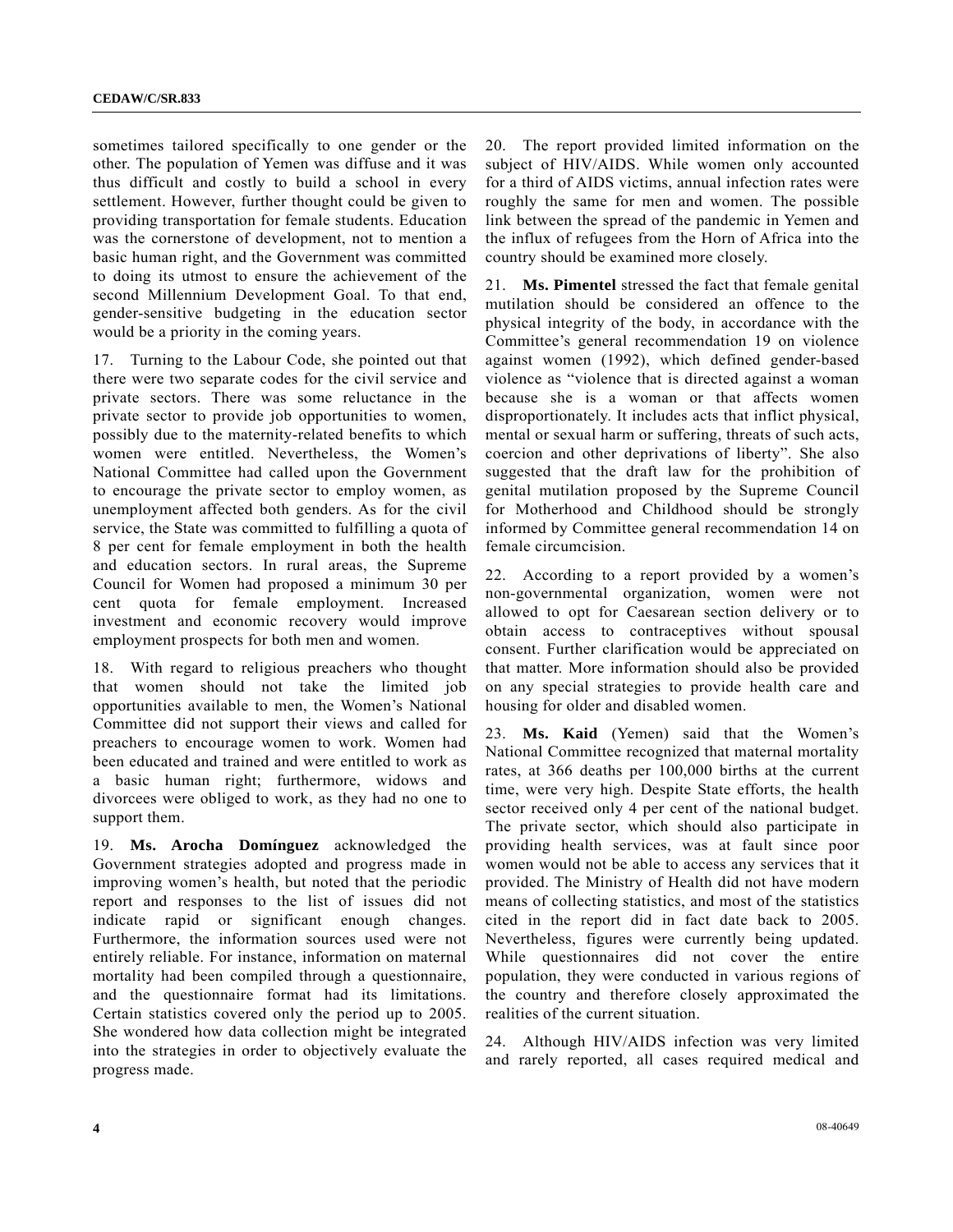sometimes tailored specifically to one gender or the other. The population of Yemen was diffuse and it was thus difficult and costly to build a school in every settlement. However, further thought could be given to providing transportation for female students. Education was the cornerstone of development, not to mention a basic human right, and the Government was committed to doing its utmost to ensure the achievement of the second Millennium Development Goal. To that end, gender-sensitive budgeting in the education sector would be a priority in the coming years.

17. Turning to the Labour Code, she pointed out that there were two separate codes for the civil service and private sectors. There was some reluctance in the private sector to provide job opportunities to women, possibly due to the maternity-related benefits to which women were entitled. Nevertheless, the Women's National Committee had called upon the Government to encourage the private sector to employ women, as unemployment affected both genders. As for the civil service, the State was committed to fulfilling a quota of 8 per cent for female employment in both the health and education sectors. In rural areas, the Supreme Council for Women had proposed a minimum 30 per cent quota for female employment. Increased investment and economic recovery would improve employment prospects for both men and women.

18. With regard to religious preachers who thought that women should not take the limited job opportunities available to men, the Women's National Committee did not support their views and called for preachers to encourage women to work. Women had been educated and trained and were entitled to work as a basic human right; furthermore, widows and divorcees were obliged to work, as they had no one to support them.

19. **Ms. Arocha Domínguez** acknowledged the Government strategies adopted and progress made in improving women's health, but noted that the periodic report and responses to the list of issues did not indicate rapid or significant enough changes. Furthermore, the information sources used were not entirely reliable. For instance, information on maternal mortality had been compiled through a questionnaire, and the questionnaire format had its limitations. Certain statistics covered only the period up to 2005. She wondered how data collection might be integrated into the strategies in order to objectively evaluate the progress made.

20. The report provided limited information on the subject of HIV/AIDS. While women only accounted for a third of AIDS victims, annual infection rates were roughly the same for men and women. The possible link between the spread of the pandemic in Yemen and the influx of refugees from the Horn of Africa into the country should be examined more closely.

21. **Ms. Pimentel** stressed the fact that female genital mutilation should be considered an offence to the physical integrity of the body, in accordance with the Committee's general recommendation 19 on violence against women (1992), which defined gender-based violence as "violence that is directed against a woman because she is a woman or that affects women disproportionately. It includes acts that inflict physical, mental or sexual harm or suffering, threats of such acts, coercion and other deprivations of liberty". She also suggested that the draft law for the prohibition of genital mutilation proposed by the Supreme Council for Motherhood and Childhood should be strongly informed by Committee general recommendation 14 on female circumcision.

22. According to a report provided by a women's non-governmental organization, women were not allowed to opt for Caesarean section delivery or to obtain access to contraceptives without spousal consent. Further clarification would be appreciated on that matter. More information should also be provided on any special strategies to provide health care and housing for older and disabled women.

23. **Ms. Kaid** (Yemen) said that the Women's National Committee recognized that maternal mortality rates, at 366 deaths per 100,000 births at the current time, were very high. Despite State efforts, the health sector received only 4 per cent of the national budget. The private sector, which should also participate in providing health services, was at fault since poor women would not be able to access any services that it provided. The Ministry of Health did not have modern means of collecting statistics, and most of the statistics cited in the report did in fact date back to 2005. Nevertheless, figures were currently being updated. While questionnaires did not cover the entire population, they were conducted in various regions of the country and therefore closely approximated the realities of the current situation.

24. Although HIV/AIDS infection was very limited and rarely reported, all cases required medical and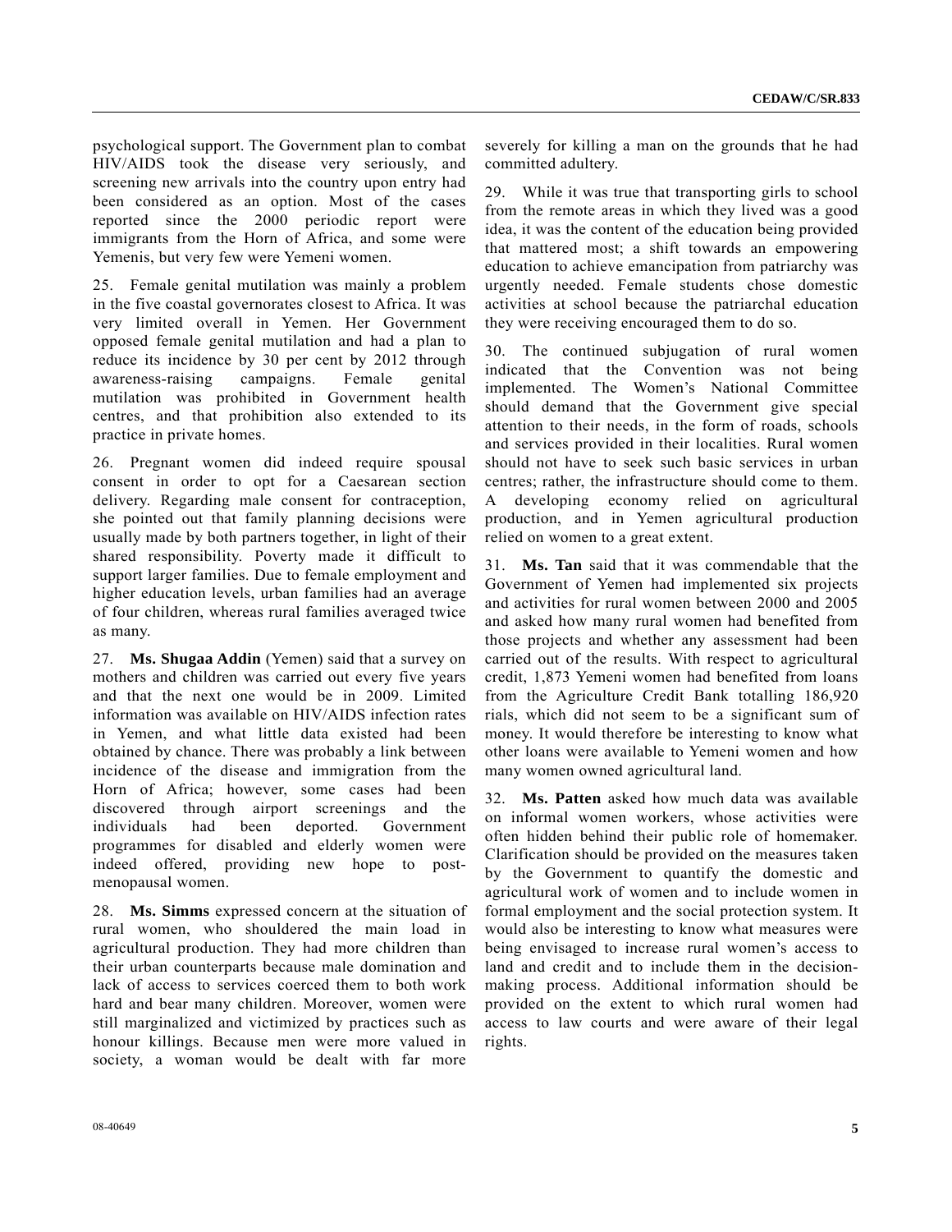psychological support. The Government plan to combat HIV/AIDS took the disease very seriously, and screening new arrivals into the country upon entry had been considered as an option. Most of the cases reported since the 2000 periodic report were immigrants from the Horn of Africa, and some were Yemenis, but very few were Yemeni women.

25. Female genital mutilation was mainly a problem in the five coastal governorates closest to Africa. It was very limited overall in Yemen. Her Government opposed female genital mutilation and had a plan to reduce its incidence by 30 per cent by 2012 through awareness-raising campaigns. Female genital mutilation was prohibited in Government health centres, and that prohibition also extended to its practice in private homes.

26. Pregnant women did indeed require spousal consent in order to opt for a Caesarean section delivery. Regarding male consent for contraception, she pointed out that family planning decisions were usually made by both partners together, in light of their shared responsibility. Poverty made it difficult to support larger families. Due to female employment and higher education levels, urban families had an average of four children, whereas rural families averaged twice as many.

27. **Ms. Shugaa Addin** (Yemen) said that a survey on mothers and children was carried out every five years and that the next one would be in 2009. Limited information was available on HIV/AIDS infection rates in Yemen, and what little data existed had been obtained by chance. There was probably a link between incidence of the disease and immigration from the Horn of Africa; however, some cases had been discovered through airport screenings and the individuals had been deported. Government programmes for disabled and elderly women were indeed offered, providing new hope to post-menopausal women.

28. **Ms. Simms** expressed concern at the situation of rural women, who shouldered the main load in agricultural production. They had more children than their urban counterparts because male domination and lack of access to services coerced them to both work hard and bear many children. Moreover, women were still marginalized and victimized by practices such as honour killings. Because men were more valued in society, a woman would be dealt with far more severely for killing a man on the grounds that he had committed adultery.

29. While it was true that transporting girls to school from the remote areas in which they lived was a good idea, it was the content of the education being provided that mattered most; a shift towards an empowering education to achieve emancipation from patriarchy was urgently needed. Female students chose domestic activities at school because the patriarchal education they were receiving encouraged them to do so.

30. The continued subjugation of rural women indicated that the Convention was not being implemented. The Women's National Committee should demand that the Government give special attention to their needs, in the form of roads, schools and services provided in their localities. Rural women should not have to seek such basic services in urban centres; rather, the infrastructure should come to them. A developing economy relied on agricultural production, and in Yemen agricultural production relied on women to a great extent.

31. **Ms. Tan** said that it was commendable that the Government of Yemen had implemented six projects and activities for rural women between 2000 and 2005 and asked how many rural women had benefited from those projects and whether any assessment had been carried out of the results. With respect to agricultural credit, 1,873 Yemeni women had benefited from loans from the Agriculture Credit Bank totalling 186,920 rials, which did not seem to be a significant sum of money. It would therefore be interesting to know what other loans were available to Yemeni women and how many women owned agricultural land.

32. **Ms. Patten** asked how much data was available on informal women workers, whose activities were often hidden behind their public role of homemaker. Clarification should be provided on the measures taken by the Government to quantify the domestic and agricultural work of women and to include women in formal employment and the social protection system. It would also be interesting to know what measures were being envisaged to increase rural women's access to land and credit and to include them in the decision-making process. Additional information should be provided on the extent to which rural women had access to law courts and were aware of their legal rights.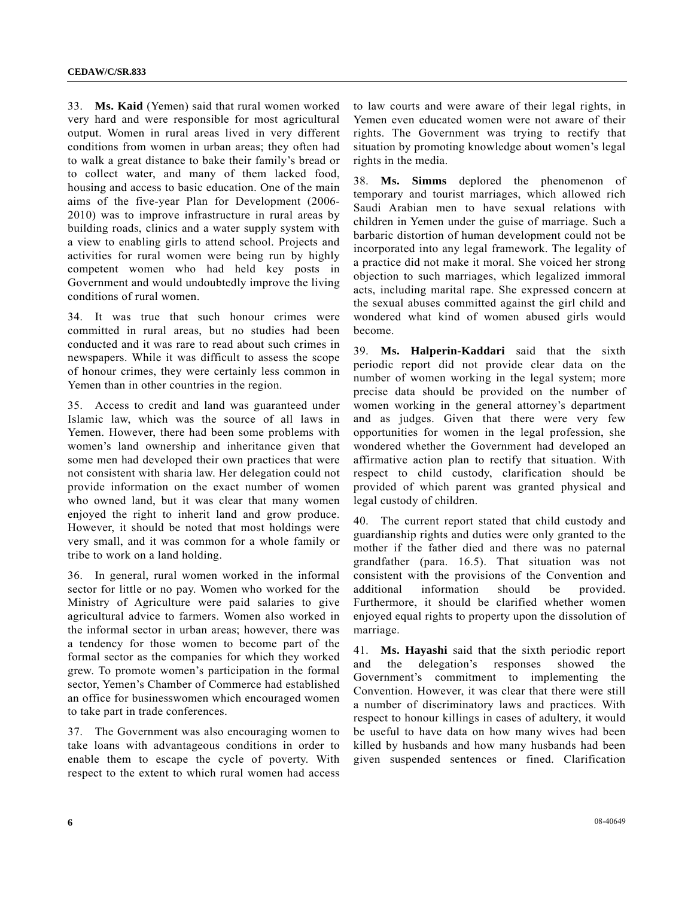33. **Ms. Kaid** (Yemen) said that rural women worked very hard and were responsible for most agricultural output. Women in rural areas lived in very different conditions from women in urban areas; they often had to walk a great distance to bake their family's bread or to collect water, and many of them lacked food, housing and access to basic education. One of the main aims of the five-year Plan for Development (2006-2010) was to improve infrastructure in rural areas by building roads, clinics and a water supply system with a view to enabling girls to attend school. Projects and activities for rural women were being run by highly competent women who had held key posts in Government and would undoubtedly improve the living conditions of rural women.

34. It was true that such honour crimes were committed in rural areas, but no studies had been conducted and it was rare to read about such crimes in newspapers. While it was difficult to assess the scope of honour crimes, they were certainly less common in Yemen than in other countries in the region.

35. Access to credit and land was guaranteed under Islamic law, which was the source of all laws in Yemen. However, there had been some problems with women's land ownership and inheritance given that some men had developed their own practices that were not consistent with sharia law. Her delegation could not provide information on the exact number of women who owned land, but it was clear that many women enjoyed the right to inherit land and grow produce. However, it should be noted that most holdings were very small, and it was common for a whole family or tribe to work on a land holding.

36. In general, rural women worked in the informal sector for little or no pay. Women who worked for the Ministry of Agriculture were paid salaries to give agricultural advice to farmers. Women also worked in the informal sector in urban areas; however, there was a tendency for those women to become part of the formal sector as the companies for which they worked grew. To promote women's participation in the formal sector, Yemen's Chamber of Commerce had established an office for businesswomen which encouraged women to take part in trade conferences.

37. The Government was also encouraging women to take loans with advantageous conditions in order to enable them to escape the cycle of poverty. With respect to the extent to which rural women had access to law courts and were aware of their legal rights, in Yemen even educated women were not aware of their rights. The Government was trying to rectify that situation by promoting knowledge about women's legal rights in the media.

38. **Ms. Simms** deplored the phenomenon of temporary and tourist marriages, which allowed rich Saudi Arabian men to have sexual relations with children in Yemen under the guise of marriage. Such a barbaric distortion of human development could not be incorporated into any legal framework. The legality of a practice did not make it moral. She voiced her strong objection to such marriages, which legalized immoral acts, including marital rape. She expressed concern at the sexual abuses committed against the girl child and wondered what kind of women abused girls would become.

39. **Ms. Halperin-Kaddari** said that the sixth periodic report did not provide clear data on the number of women working in the legal system; more precise data should be provided on the number of women working in the general attorney's department and as judges. Given that there were very few opportunities for women in the legal profession, she wondered whether the Government had developed an affirmative action plan to rectify that situation. With respect to child custody, clarification should be provided of which parent was granted physical and legal custody of children.

40. The current report stated that child custody and guardianship rights and duties were only granted to the mother if the father died and there was no paternal grandfather (para. 16.5). That situation was not consistent with the provisions of the Convention and additional information should be provided. Furthermore, it should be clarified whether women enjoyed equal rights to property upon the dissolution of marriage.

41. **Ms. Hayashi** said that the sixth periodic report and the delegation's responses showed the Government's commitment to implementing the Convention. However, it was clear that there were still a number of discriminatory laws and practices. With respect to honour killings in cases of adultery, it would be useful to have data on how many wives had been killed by husbands and how many husbands had been given suspended sentences or fined. Clarification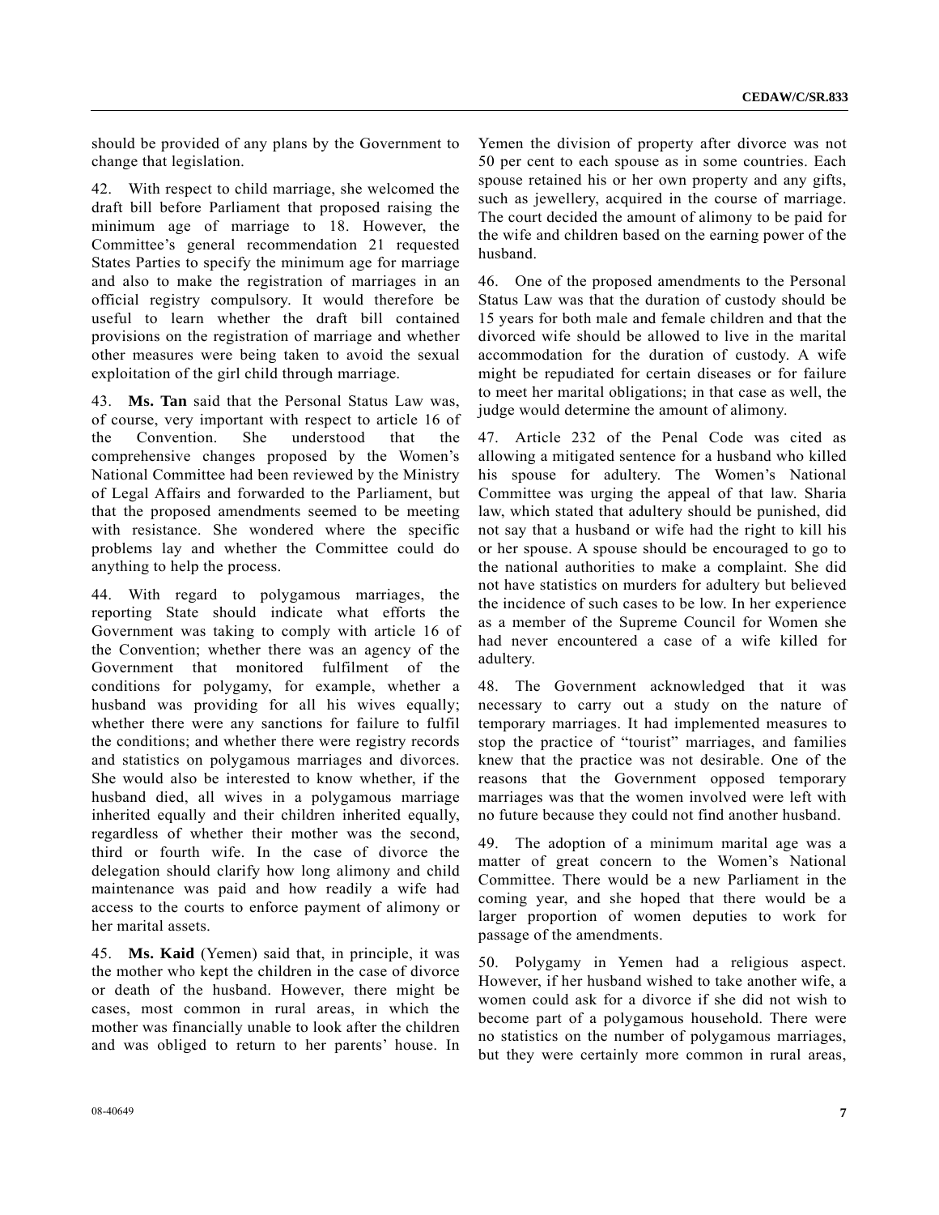should be provided of any plans by the Government to change that legislation.

42. With respect to child marriage, she welcomed the draft bill before Parliament that proposed raising the minimum age of marriage to 18. However, the Committee's general recommendation 21 requested States Parties to specify the minimum age for marriage and also to make the registration of marriages in an official registry compulsory. It would therefore be useful to learn whether the draft bill contained provisions on the registration of marriage and whether other measures were being taken to avoid the sexual exploitation of the girl child through marriage.

43. **Ms. Tan** said that the Personal Status Law was, of course, very important with respect to article 16 of the Convention. She understood that the comprehensive changes proposed by the Women's National Committee had been reviewed by the Ministry of Legal Affairs and forwarded to the Parliament, but that the proposed amendments seemed to be meeting with resistance. She wondered where the specific problems lay and whether the Committee could do anything to help the process.

44. With regard to polygamous marriages, the reporting State should indicate what efforts the Government was taking to comply with article 16 of the Convention; whether there was an agency of the Government that monitored fulfilment of the conditions for polygamy, for example, whether a husband was providing for all his wives equally; whether there were any sanctions for failure to fulfil the conditions; and whether there were registry records and statistics on polygamous marriages and divorces. She would also be interested to know whether, if the husband died, all wives in a polygamous marriage inherited equally and their children inherited equally, regardless of whether their mother was the second, third or fourth wife. In the case of divorce the delegation should clarify how long alimony and child maintenance was paid and how readily a wife had access to the courts to enforce payment of alimony or her marital assets.

45. **Ms. Kaid** (Yemen) said that, in principle, it was the mother who kept the children in the case of divorce or death of the husband. However, there might be cases, most common in rural areas, in which the mother was financially unable to look after the children and was obliged to return to her parents' house. In Yemen the division of property after divorce was not 50 per cent to each spouse as in some countries. Each spouse retained his or her own property and any gifts, such as jewellery, acquired in the course of marriage. The court decided the amount of alimony to be paid for the wife and children based on the earning power of the husband.

46. One of the proposed amendments to the Personal Status Law was that the duration of custody should be 15 years for both male and female children and that the divorced wife should be allowed to live in the marital accommodation for the duration of custody. A wife might be repudiated for certain diseases or for failure to meet her marital obligations; in that case as well, the judge would determine the amount of alimony.

47. Article 232 of the Penal Code was cited as allowing a mitigated sentence for a husband who killed his spouse for adultery. The Women's National Committee was urging the appeal of that law. Sharia law, which stated that adultery should be punished, did not say that a husband or wife had the right to kill his or her spouse. A spouse should be encouraged to go to the national authorities to make a complaint. She did not have statistics on murders for adultery but believed the incidence of such cases to be low. In her experience as a member of the Supreme Council for Women she had never encountered a case of a wife killed for adultery.

48. The Government acknowledged that it was necessary to carry out a study on the nature of temporary marriages. It had implemented measures to stop the practice of "tourist" marriages, and families knew that the practice was not desirable. One of the reasons that the Government opposed temporary marriages was that the women involved were left with no future because they could not find another husband.

49. The adoption of a minimum marital age was a matter of great concern to the Women's National Committee. There would be a new Parliament in the coming year, and she hoped that there would be a larger proportion of women deputies to work for passage of the amendments.

50. Polygamy in Yemen had a religious aspect. However, if her husband wished to take another wife, a women could ask for a divorce if she did not wish to become part of a polygamous household. There were no statistics on the number of polygamous marriages, but they were certainly more common in rural areas,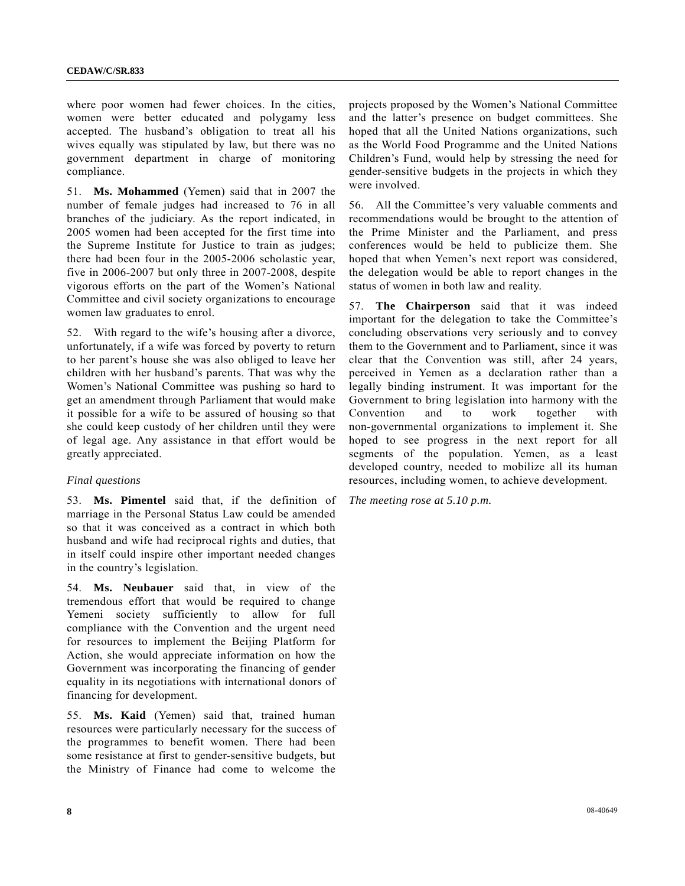where poor women had fewer choices. In the cities, women were better educated and polygamy less accepted. The husband's obligation to treat all his wives equally was stipulated by law, but there was no government department in charge of monitoring compliance.

51. **Ms. Mohammed** (Yemen) said that in 2007 the number of female judges had increased to 76 in all branches of the judiciary. As the report indicated, in 2005 women had been accepted for the first time into the Supreme Institute for Justice to train as judges; there had been four in the 2005-2006 scholastic year, five in 2006-2007 but only three in 2007-2008, despite vigorous efforts on the part of the Women's National Committee and civil society organizations to encourage women law graduates to enrol.

52. With regard to the wife's housing after a divorce, unfortunately, if a wife was forced by poverty to return to her parent's house she was also obliged to leave her children with her husband's parents. That was why the Women's National Committee was pushing so hard to get an amendment through Parliament that would make it possible for a wife to be assured of housing so that she could keep custody of her children until they were of legal age. Any assistance in that effort would be greatly appreciated.

*Final questions*

53. **Ms. Pimentel** said that, if the definition of marriage in the Personal Status Law could be amended so that it was conceived as a contract in which both husband and wife had reciprocal rights and duties, that in itself could inspire other important needed changes in the country's legislation.

54. **Ms. Neubauer** said that, in view of the tremendous effort that would be required to change Yemeni society sufficiently to allow for full compliance with the Convention and the urgent need for resources to implement the Beijing Platform for Action, she would appreciate information on how the Government was incorporating the financing of gender equality in its negotiations with international donors of financing for development.

55. **Ms. Kaid** (Yemen) said that, trained human resources were particularly necessary for the success of the programmes to benefit women. There had been some resistance at first to gender-sensitive budgets, but the Ministry of Finance had come to welcome the projects proposed by the Women's National Committee and the latter's presence on budget committees. She hoped that all the United Nations organizations, such as the World Food Programme and the United Nations Children's Fund, would help by stressing the need for gender-sensitive budgets in the projects in which they were involved.

56. All the Committee's very valuable comments and recommendations would be brought to the attention of the Prime Minister and the Parliament, and press conferences would be held to publicize them. She hoped that when Yemen's next report was considered, the delegation would be able to report changes in the status of women in both law and reality.

57. **The Chairperson** said that it was indeed important for the delegation to take the Committee's concluding observations very seriously and to convey them to the Government and to Parliament, since it was clear that the Convention was still, after 24 years, perceived in Yemen as a declaration rather than a legally binding instrument. It was important for the Government to bring legislation into harmony with the Convention and to work together with non-governmental organizations to implement it. She hoped to see progress in the next report for all segments of the population. Yemen, as a least developed country, needed to mobilize all its human resources, including women, to achieve development.

*The meeting rose at 5.10 p.m.*